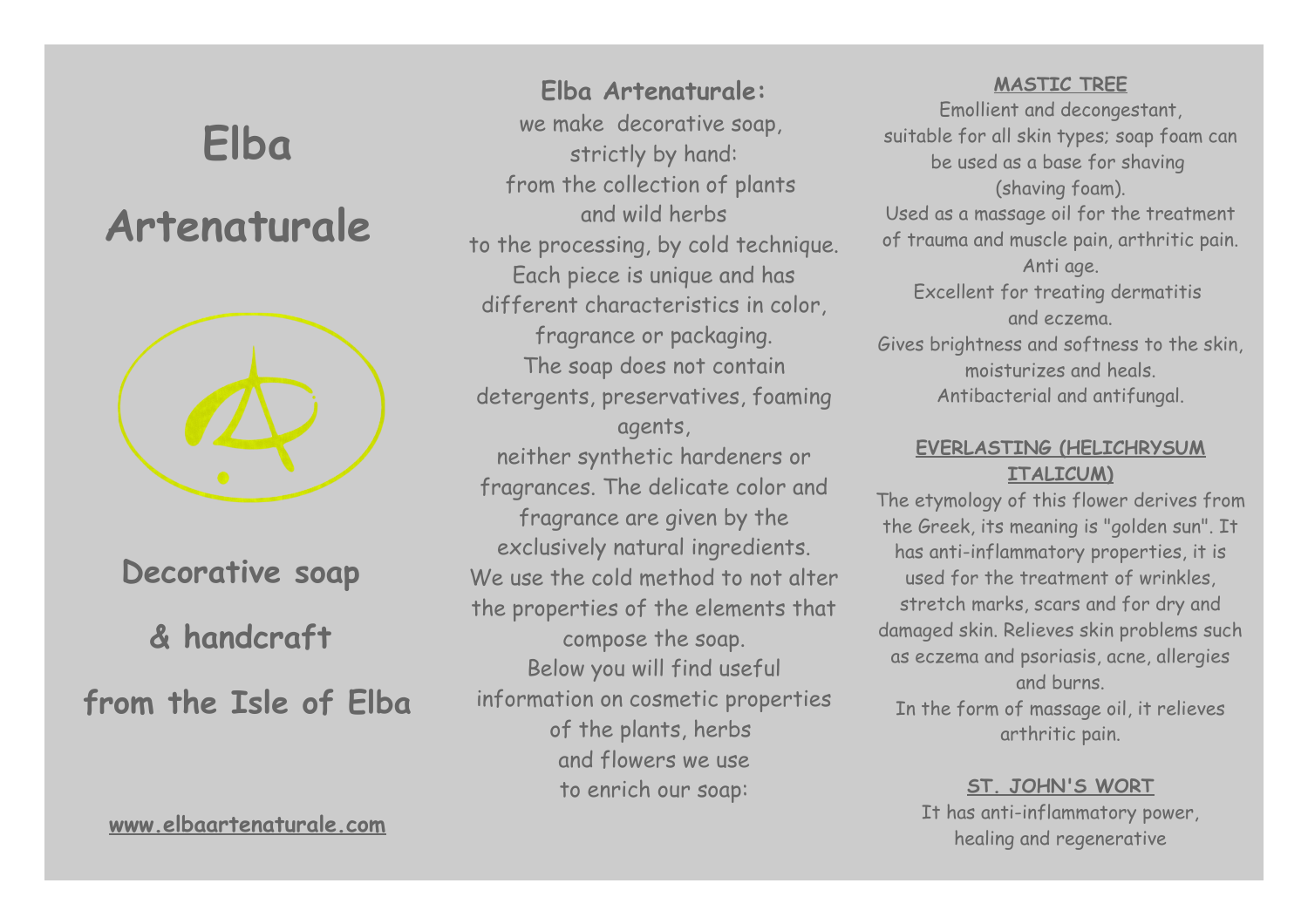# Elba Artenaturale

**Decorative soap & handcraft from the Isle of Elba**

**www.elbaartenaturale.com**

**Elba Artenaturale:**

we make decorative soap, strictly by hand: from the collection of plants and wild herbs to the processing, by cold technique. Each piece is unique and has different characteristics in color, fragrance or packaging. The soap does not contain detergents, preservatives, foaming agents, neither synthetic hardeners or fragrances. The delicate color and fragrance are given by the exclusively natural ingredients. We use the cold method to not alter the properties of the elements that compose the soap. Below you will find useful information on cosmetic properties of the plants, herbs and flowers we use to enrich our soap:

**MASTIC TREE**

Emollient and decongestant, suitable for all skin types; soap foam can be used as a base for shaving (shaving foam). Used as a massage oil for the treatment of trauma and muscle pain, arthritic pain. Anti age. Excellent for treating dermatitis and eczema. Gives brightness and softness to the skin, moisturizes and heals. Antibacterial and antifungal.

**EVERLASTING (HELICHRYSUM ITALICUM)**

The etymology of this flower derives from the Greek, its meaning is "golden sun". It has anti-inflammatory properties, it is used for the treatment of wrinkles, stretch marks, scars and for dry and damaged skin. Relieves skin problems such as eczema and psoriasis, acne, allergies and burns. In the form of massage oil, it relieves arthritic pain.

**ST. JOHN'S WORT**

It has anti-inflammatory power, healing and regenerative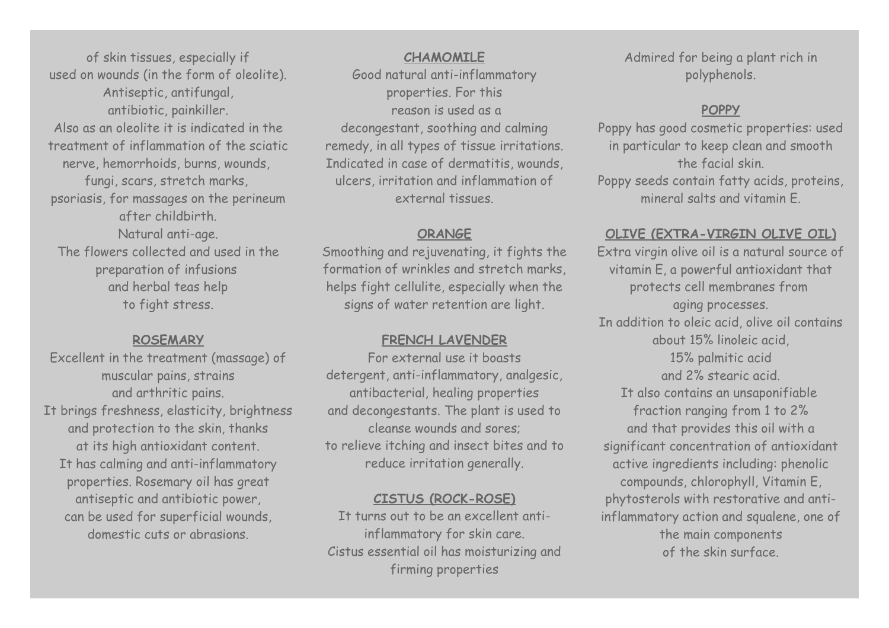of skin tissues, especially if used on wounds (in the form of oleolite). Antiseptic, antifungal, antibiotic, painkiller.
Also as an oleolite it is indicated in the treatment of inflammation of the sciatic nerve, hemorrhoids, burns, wounds, fungi, scars, stretch marks, psoriasis, for massages on the perineum after childbirth.
Natural anti-age.
The flowers collected and used in the preparation of infusions and herbal teas help to fight stress.

**ROSEMARY**

Excellent in the treatment (massage) of muscular pains, strains and arthritic pains.
It brings freshness, elasticity, brightness and protection to the skin, thanks at its high antioxidant content.
It has calming and anti-inflammatory properties. Rosemary oil has great antiseptic and antibiotic power, can be used for superficial wounds, domestic cuts or abrasions.

**CHAMOMILE**

Good natural anti-inflammatory properties. For this reason is used as a decongestant, soothing and calming remedy, in all types of tissue irritations. Indicated in case of dermatitis, wounds, ulcers, irritation and inflammation of external tissues.

**ORANGE**

Smoothing and rejuvenating, it fights the formation of wrinkles and stretch marks, helps fight cellulite, especially when the signs of water retention are light.

**FRENCH LAVENDER**

For external use it boasts detergent, anti-inflammatory, analgesic, antibacterial, healing properties and decongestants. The plant is used to cleanse wounds and sores;
to relieve itching and insect bites and to reduce irritation generally.

**CISTUS (ROCK-ROSE)**

It turns out to be an excellent anti-inflammatory for skin care.
Cistus essential oil has moisturizing and firming properties
Admired for being a plant rich in polyphenols.

**POPPY**

Poppy has good cosmetic properties: used in particular to keep clean and smooth the facial skin.
Poppy seeds contain fatty acids, proteins, mineral salts and vitamin E.

**OLIVE (EXTRA-VIRGIN OLIVE OIL)**

Extra virgin olive oil is a natural source of vitamin E, a powerful antioxidant that protects cell membranes from aging processes.
In addition to oleic acid, olive oil contains about 15% linoleic acid, 15% palmitic acid and 2% stearic acid.
It also contains an unsaponifiable fraction ranging from 1 to 2% and that provides this oil with a significant concentration of antioxidant active ingredients including: phenolic compounds, chlorophyll, Vitamin E, phytosterols with restorative and anti-inflammatory action and squalene, one of the main components of the skin surface.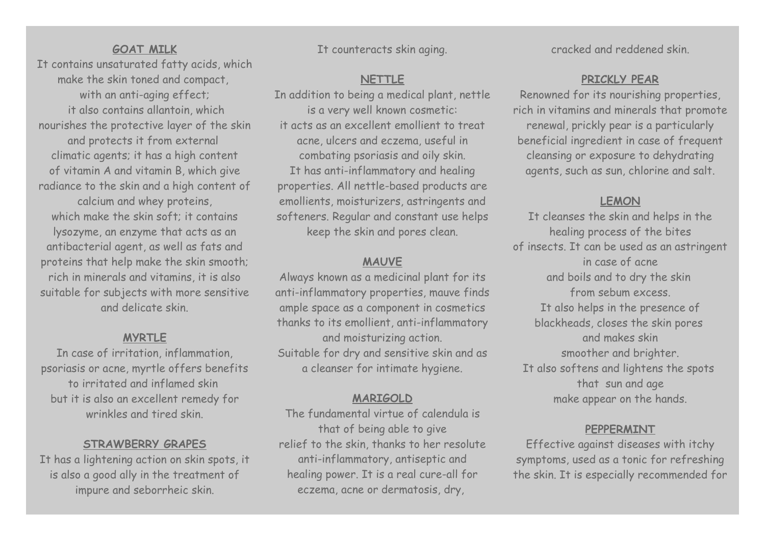## GOAT MILK

It contains unsaturated fatty acids, which make the skin toned and compact, with an anti-aging effect; it also contains allantoin, which nourishes the protective layer of the skin and protects it from external climatic agents; it has a high content of vitamin A and vitamin B, which give radiance to the skin and a high content of calcium and whey proteins, which make the skin soft; it contains lysozyme, an enzyme that acts as an antibacterial agent, as well as fats and proteins that help make the skin smooth; rich in minerals and vitamins, it is also suitable for subjects with more sensitive and delicate skin.

## MYRTLE

In case of irritation, inflammation, psoriasis or acne, myrtle offers benefits to irritated and inflamed skin but it is also an excellent remedy for wrinkles and tired skin.

## STRAWBERRY GRAPES

It has a lightening action on skin spots, it is also a good ally in the treatment of impure and seborrheic skin.

It counteracts skin aging.

## NETTLE

In addition to being a medical plant, nettle is a very well known cosmetic: it acts as an excellent emollient to treat acne, ulcers and eczema, useful in combating psoriasis and oily skin. It has anti-inflammatory and healing properties. All nettle-based products are emollients, moisturizers, astringents and softeners. Regular and constant use helps keep the skin and pores clean.

## MAUVE

Always known as a medicinal plant for its anti-inflammatory properties, mauve finds ample space as a component in cosmetics thanks to its emollient, anti-inflammatory and moisturizing action. Suitable for dry and sensitive skin and as a cleanser for intimate hygiene.

## MARIGOLD

The fundamental virtue of calendula is that of being able to give relief to the skin, thanks to her resolute anti-inflammatory, antiseptic and healing power. It is a real cure-all for eczema, acne or dermatosis, dry, cracked and reddened skin.

## PRICKLY PEAR

Renowned for its nourishing properties, rich in vitamins and minerals that promote renewal, prickly pear is a particularly beneficial ingredient in case of frequent cleansing or exposure to dehydrating agents, such as sun, chlorine and salt.

## LEMON

It cleanses the skin and helps in the healing process of the bites of insects. It can be used as an astringent in case of acne and boils and to dry the skin from sebum excess. It also helps in the presence of blackheads, closes the skin pores and makes skin smoother and brighter. It also softens and lightens the spots that sun and age make appear on the hands.

## PEPPERMINT

Effective against diseases with itchy symptoms, used as a tonic for refreshing the skin. It is especially recommended for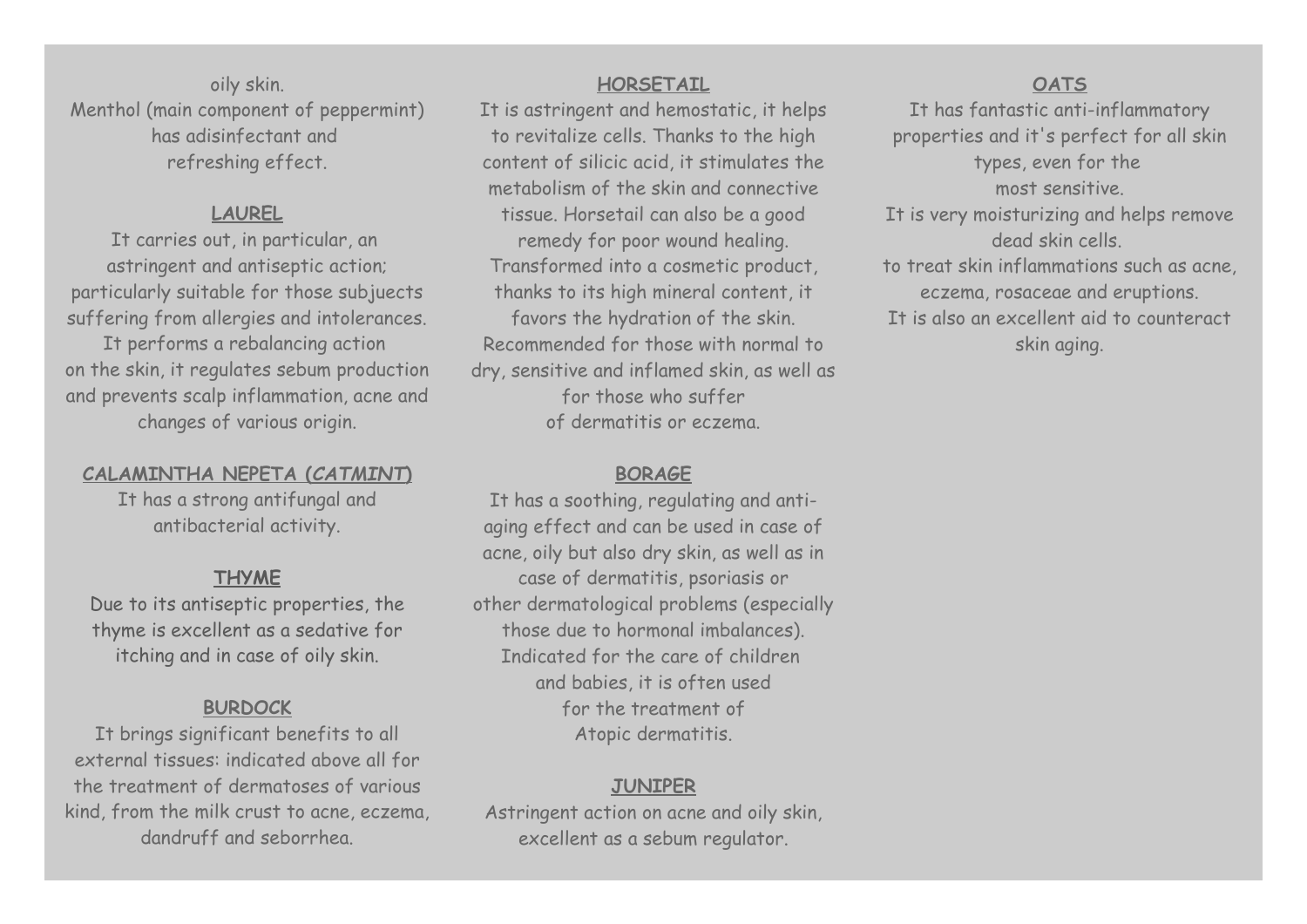oily skin.
Menthol (main component of peppermint) has adisinfectant and refreshing effect.

**LAUREL**

It carries out, in particular, an astringent and antiseptic action; particularly suitable for those subjuects suffering from allergies and intolerances. It performs a rebalancing action on the skin, it regulates sebum production and prevents scalp inflammation, acne and changes of various origin.

**CALAMINTHA NEPETA (*CATMINT*)**

It has a strong antifungal and antibacterial activity.

**THYME**

Due to its antiseptic properties, the thyme is excellent as a sedative for itching and in case of oily skin.

**BURDOCK**

It brings significant benefits to all external tissues: indicated above all for the treatment of dermatoses of various kind, from the milk crust to acne, eczema, dandruff and seborrhea.

**HORSETAIL**

It is astringent and hemostatic, it helps to revitalize cells. Thanks to the high content of silicic acid, it stimulates the metabolism of the skin and connective tissue. Horsetail can also be a good remedy for poor wound healing. Transformed into a cosmetic product, thanks to its high mineral content, it favors the hydration of the skin. Recommended for those with normal to dry, sensitive and inflamed skin, as well as for those who suffer of dermatitis or eczema.

**BORAGE**

It has a soothing, regulating and anti-aging effect and can be used in case of acne, oily but also dry skin, as well as in case of dermatitis, psoriasis or other dermatological problems (especially those due to hormonal imbalances). Indicated for the care of children and babies, it is often used for the treatment of Atopic dermatitis.

**JUNIPER**

Astringent action on acne and oily skin, excellent as a sebum regulator.

**OATS**

It has fantastic anti-inflammatory properties and it's perfect for all skin types, even for the most sensitive.
It is very moisturizing and helps remove dead skin cells.
to treat skin inflammations such as acne, eczema, rosaceae and eruptions.
It is also an excellent aid to counteract skin aging.